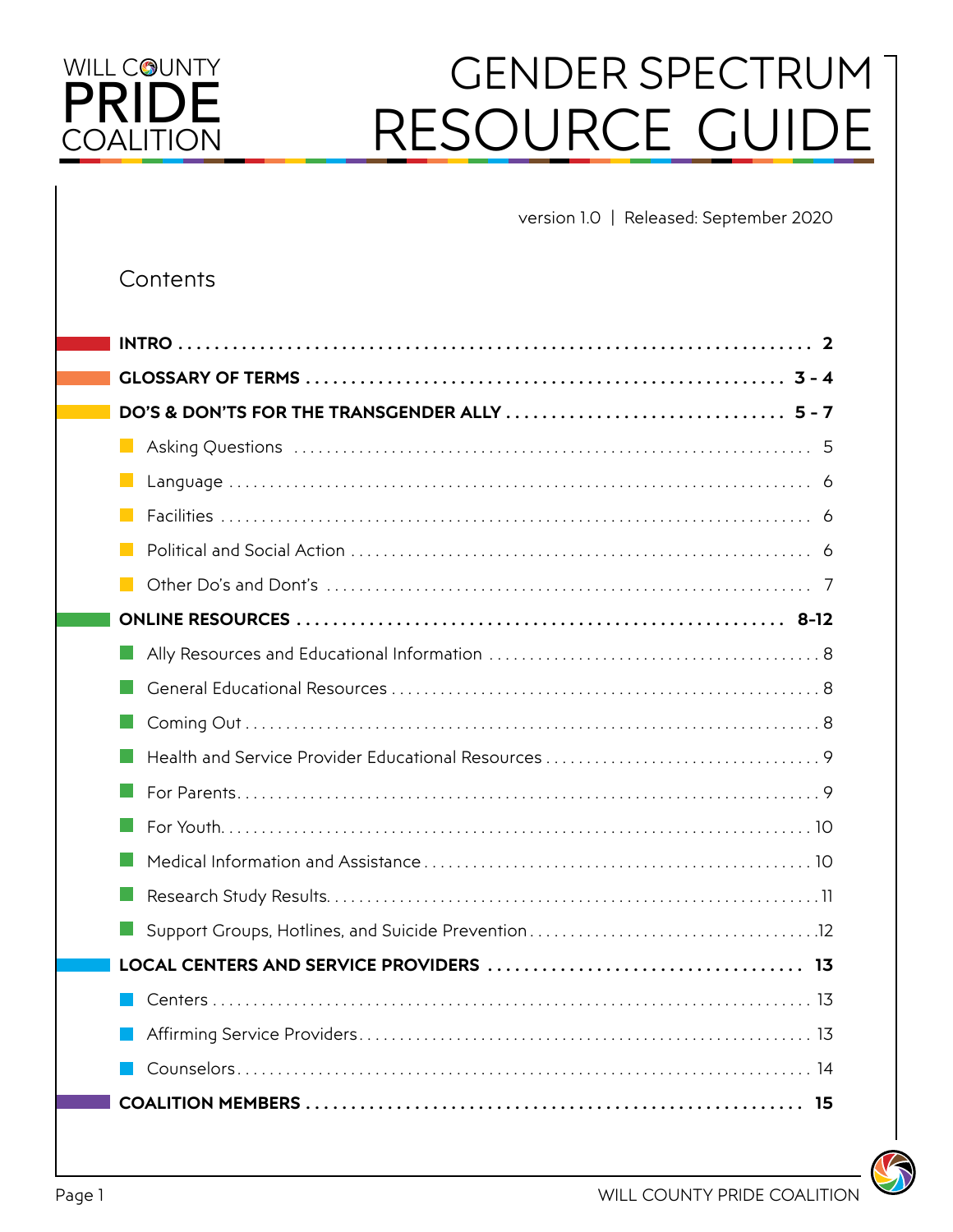WILL COUNTY PRIDE COALITION

# GENDER SPECTRUM RESOURCE GUIDE

version 1.0 | Released: September 2020

## Contents

**INTRO** .......... 2

**GLOSSARY OF TERMS** .......... 3 - 4

**DO'S & DON'TS FOR THE TRANSGENDER ALLY** .......... 5 - 7

- Asking Questions .......... 5
- Language .......... 6
- Facilities .......... 6
- Political and Social Action .......... 6
- Other Do's and Dont's .......... 7

**ONLINE RESOURCES** .......... 8-12

- Ally Resources and Educational Information .......... 8
- General Educational Resources .......... 8
- Coming Out .......... 8
- Health and Service Provider Educational Resources .......... 9
- For Parents .......... 9
- For Youth .......... 10
- Medical Information and Assistance .......... 10
- Research Study Results .......... 11
- Support Groups, Hotlines, and Suicide Prevention .......... 12

**LOCAL CENTERS AND SERVICE PROVIDERS** .......... 13

- Centers .......... 13
- Affirming Service Providers .......... 13
- Counselors .......... 14

**COALITION MEMBERS** .......... 15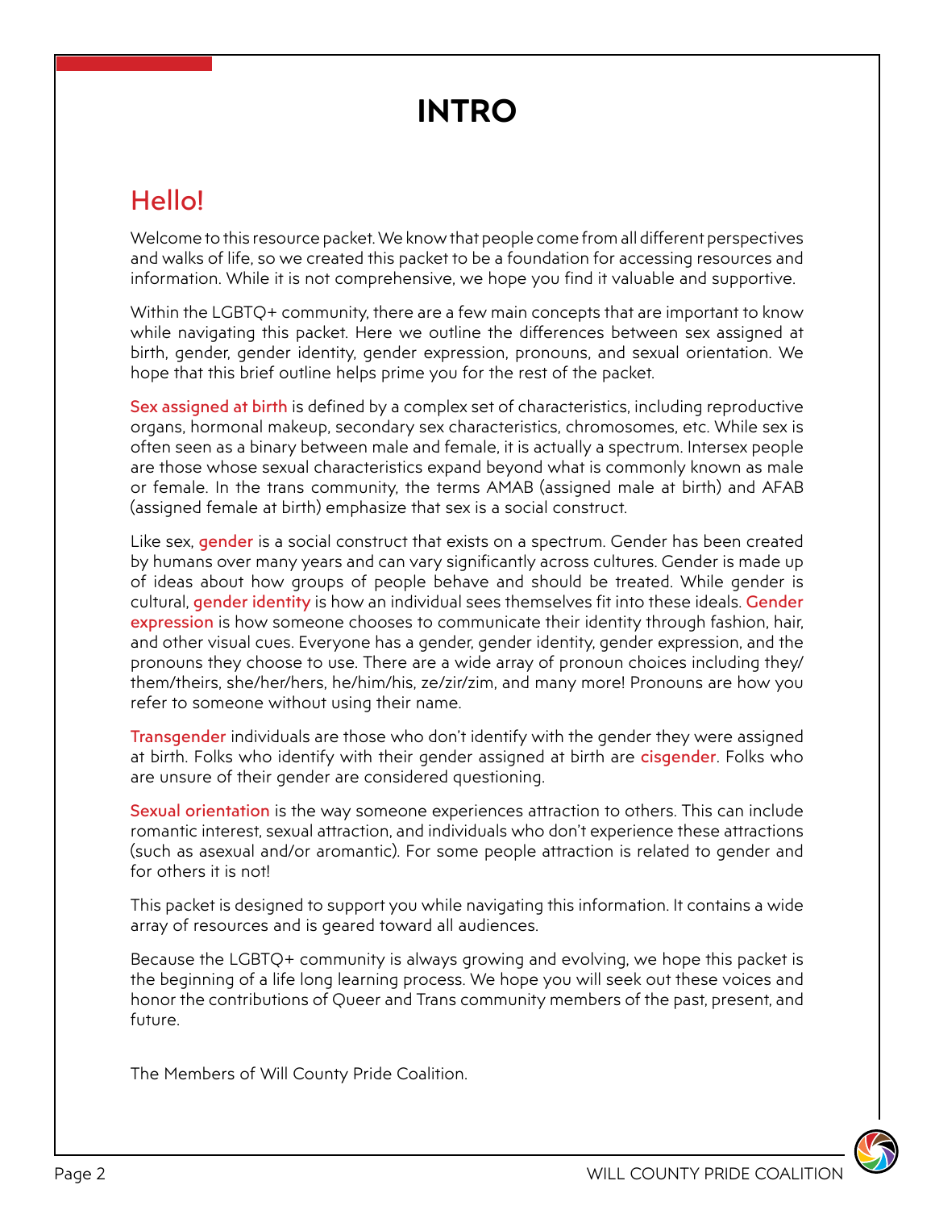# INTRO

## Hello!

Welcome to this resource packet. We know that people come from all different perspectives and walks of life, so we created this packet to be a foundation for accessing resources and information. While it is not comprehensive, we hope you find it valuable and supportive.

Within the LGBTQ+ community, there are a few main concepts that are important to know while navigating this packet. Here we outline the differences between sex assigned at birth, gender, gender identity, gender expression, pronouns, and sexual orientation. We hope that this brief outline helps prime you for the rest of the packet.

**Sex assigned at birth** is defined by a complex set of characteristics, including reproductive organs, hormonal makeup, secondary sex characteristics, chromosomes, etc. While sex is often seen as a binary between male and female, it is actually a spectrum. Intersex people are those whose sexual characteristics expand beyond what is commonly known as male or female. In the trans community, the terms AMAB (assigned male at birth) and AFAB (assigned female at birth) emphasize that sex is a social construct.

Like sex, **gender** is a social construct that exists on a spectrum. Gender has been created by humans over many years and can vary significantly across cultures. Gender is made up of ideas about how groups of people behave and should be treated. While gender is cultural, **gender identity** is how an individual sees themselves fit into these ideals. **Gender expression** is how someone chooses to communicate their identity through fashion, hair, and other visual cues. Everyone has a gender, gender identity, gender expression, and the pronouns they choose to use. There are a wide array of pronoun choices including they/them/theirs, she/her/hers, he/him/his, ze/zir/zim, and many more! Pronouns are how you refer to someone without using their name.

**Transgender** individuals are those who don't identify with the gender they were assigned at birth. Folks who identify with their gender assigned at birth are **cisgender**. Folks who are unsure of their gender are considered questioning.

**Sexual orientation** is the way someone experiences attraction to others. This can include romantic interest, sexual attraction, and individuals who don't experience these attractions (such as asexual and/or aromantic). For some people attraction is related to gender and for others it is not!

This packet is designed to support you while navigating this information. It contains a wide array of resources and is geared toward all audiences.

Because the LGBTQ+ community is always growing and evolving, we hope this packet is the beginning of a life long learning process. We hope you will seek out these voices and honor the contributions of Queer and Trans community members of the past, present, and future.

The Members of Will County Pride Coalition.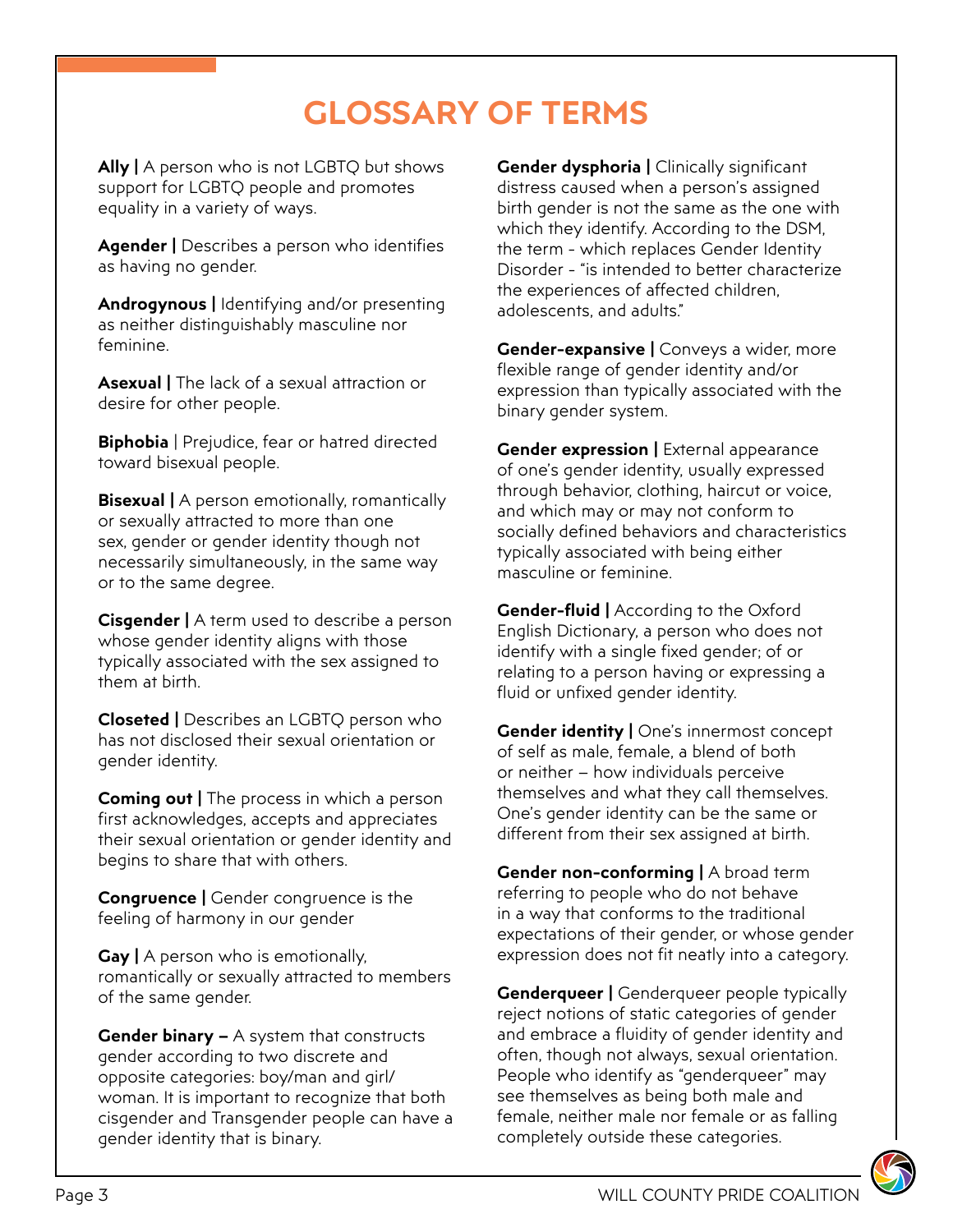# GLOSSARY OF TERMS

**Ally |** A person who is not LGBTQ but shows support for LGBTQ people and promotes equality in a variety of ways.

**Agender |** Describes a person who identifies as having no gender.

**Androgynous |** Identifying and/or presenting as neither distinguishably masculine nor feminine.

**Asexual |** The lack of a sexual attraction or desire for other people.

**Biphobia** | Prejudice, fear or hatred directed toward bisexual people.

**Bisexual |** A person emotionally, romantically or sexually attracted to more than one sex, gender or gender identity though not necessarily simultaneously, in the same way or to the same degree.

**Cisgender |** A term used to describe a person whose gender identity aligns with those typically associated with the sex assigned to them at birth.

**Closeted |** Describes an LGBTQ person who has not disclosed their sexual orientation or gender identity.

**Coming out |** The process in which a person first acknowledges, accepts and appreciates their sexual orientation or gender identity and begins to share that with others.

**Congruence |** Gender congruence is the feeling of harmony in our gender

**Gay |** A person who is emotionally, romantically or sexually attracted to members of the same gender.

**Gender binary –** A system that constructs gender according to two discrete and opposite categories: boy/man and girl/woman. It is important to recognize that both cisgender and Transgender people can have a gender identity that is binary.

**Gender dysphoria |** Clinically significant distress caused when a person's assigned birth gender is not the same as the one with which they identify. According to the DSM, the term - which replaces Gender Identity Disorder - "is intended to better characterize the experiences of affected children, adolescents, and adults."

**Gender-expansive |** Conveys a wider, more flexible range of gender identity and/or expression than typically associated with the binary gender system.

**Gender expression |** External appearance of one's gender identity, usually expressed through behavior, clothing, haircut or voice, and which may or may not conform to socially defined behaviors and characteristics typically associated with being either masculine or feminine.

**Gender-fluid |** According to the Oxford English Dictionary, a person who does not identify with a single fixed gender; of or relating to a person having or expressing a fluid or unfixed gender identity.

**Gender identity |** One's innermost concept of self as male, female, a blend of both or neither – how individuals perceive themselves and what they call themselves. One's gender identity can be the same or different from their sex assigned at birth.

**Gender non-conforming |** A broad term referring to people who do not behave in a way that conforms to the traditional expectations of their gender, or whose gender expression does not fit neatly into a category.

**Genderqueer |** Genderqueer people typically reject notions of static categories of gender and embrace a fluidity of gender identity and often, though not always, sexual orientation. People who identify as "genderqueer" may see themselves as being both male and female, neither male nor female or as falling completely outside these categories.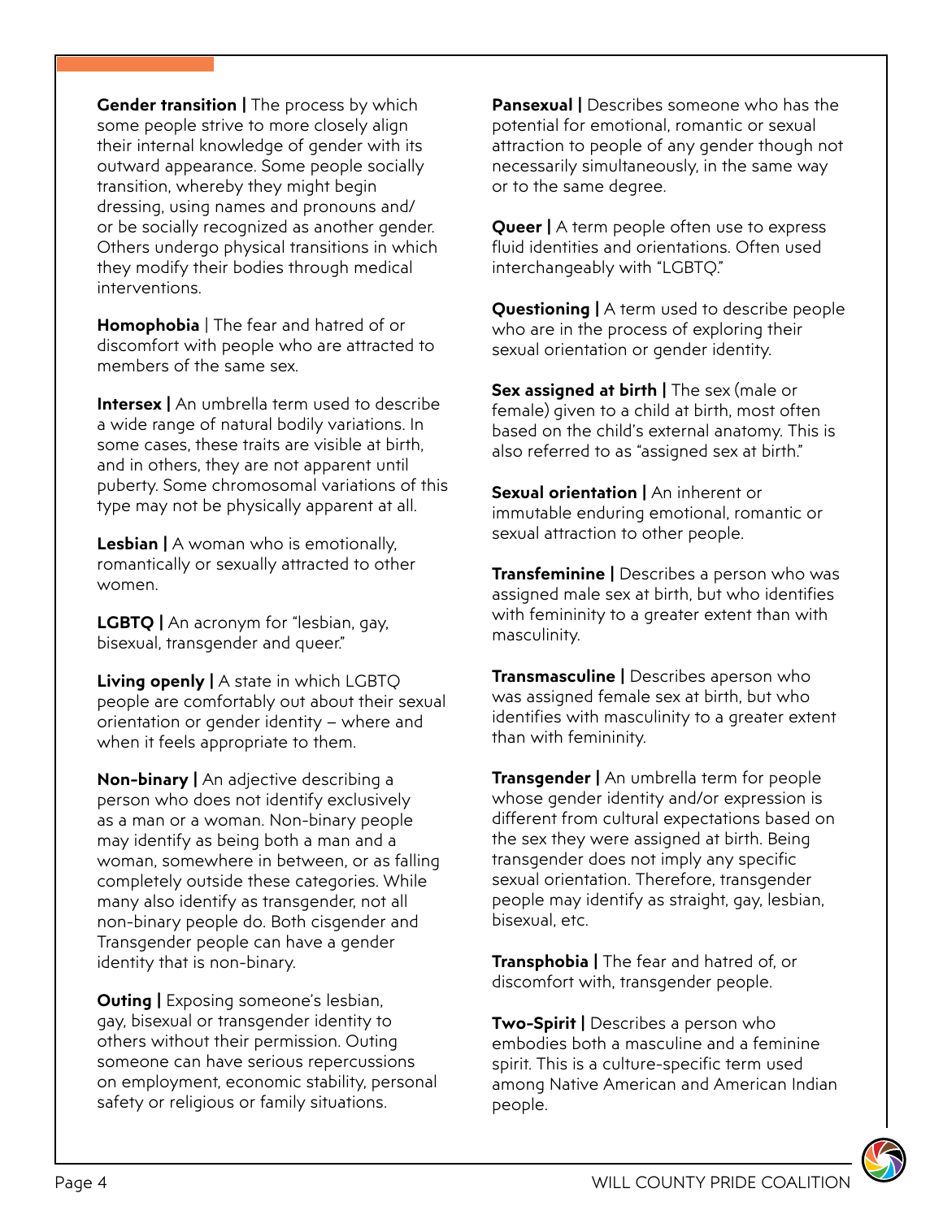**Gender transition |** The process by which some people strive to more closely align their internal knowledge of gender with its outward appearance. Some people socially transition, whereby they might begin dressing, using names and pronouns and/or be socially recognized as another gender. Others undergo physical transitions in which they modify their bodies through medical interventions.

**Homophobia** | The fear and hatred of or discomfort with people who are attracted to members of the same sex.

**Intersex |** An umbrella term used to describe a wide range of natural bodily variations. In some cases, these traits are visible at birth, and in others, they are not apparent until puberty. Some chromosomal variations of this type may not be physically apparent at all.

**Lesbian |** A woman who is emotionally, romantically or sexually attracted to other women.

**LGBTQ |** An acronym for "lesbian, gay, bisexual, transgender and queer."

**Living openly |** A state in which LGBTQ people are comfortably out about their sexual orientation or gender identity – where and when it feels appropriate to them.

**Non-binary |** An adjective describing a person who does not identify exclusively as a man or a woman. Non-binary people may identify as being both a man and a woman, somewhere in between, or as falling completely outside these categories. While many also identify as transgender, not all non-binary people do. Both cisgender and Transgender people can have a gender identity that is non-binary.

**Outing |** Exposing someone's lesbian, gay, bisexual or transgender identity to others without their permission. Outing someone can have serious repercussions on employment, economic stability, personal safety or religious or family situations.

**Pansexual |** Describes someone who has the potential for emotional, romantic or sexual attraction to people of any gender though not necessarily simultaneously, in the same way or to the same degree.

**Queer |** A term people often use to express fluid identities and orientations. Often used interchangeably with "LGBTQ."

**Questioning |** A term used to describe people who are in the process of exploring their sexual orientation or gender identity.

**Sex assigned at birth |** The sex (male or female) given to a child at birth, most often based on the child's external anatomy. This is also referred to as "assigned sex at birth."

**Sexual orientation |** An inherent or immutable enduring emotional, romantic or sexual attraction to other people.

**Transfeminine |** Describes a person who was assigned male sex at birth, but who identifies with femininity to a greater extent than with masculinity.

**Transmasculine |** Describes aperson who was assigned female sex at birth, but who identifies with masculinity to a greater extent than with femininity.

**Transgender |** An umbrella term for people whose gender identity and/or expression is different from cultural expectations based on the sex they were assigned at birth. Being transgender does not imply any specific sexual orientation. Therefore, transgender people may identify as straight, gay, lesbian, bisexual, etc.

**Transphobia |** The fear and hatred of, or discomfort with, transgender people.

**Two-Spirit |** Describes a person who embodies both a masculine and a feminine spirit. This is a culture-specific term used among Native American and American Indian people.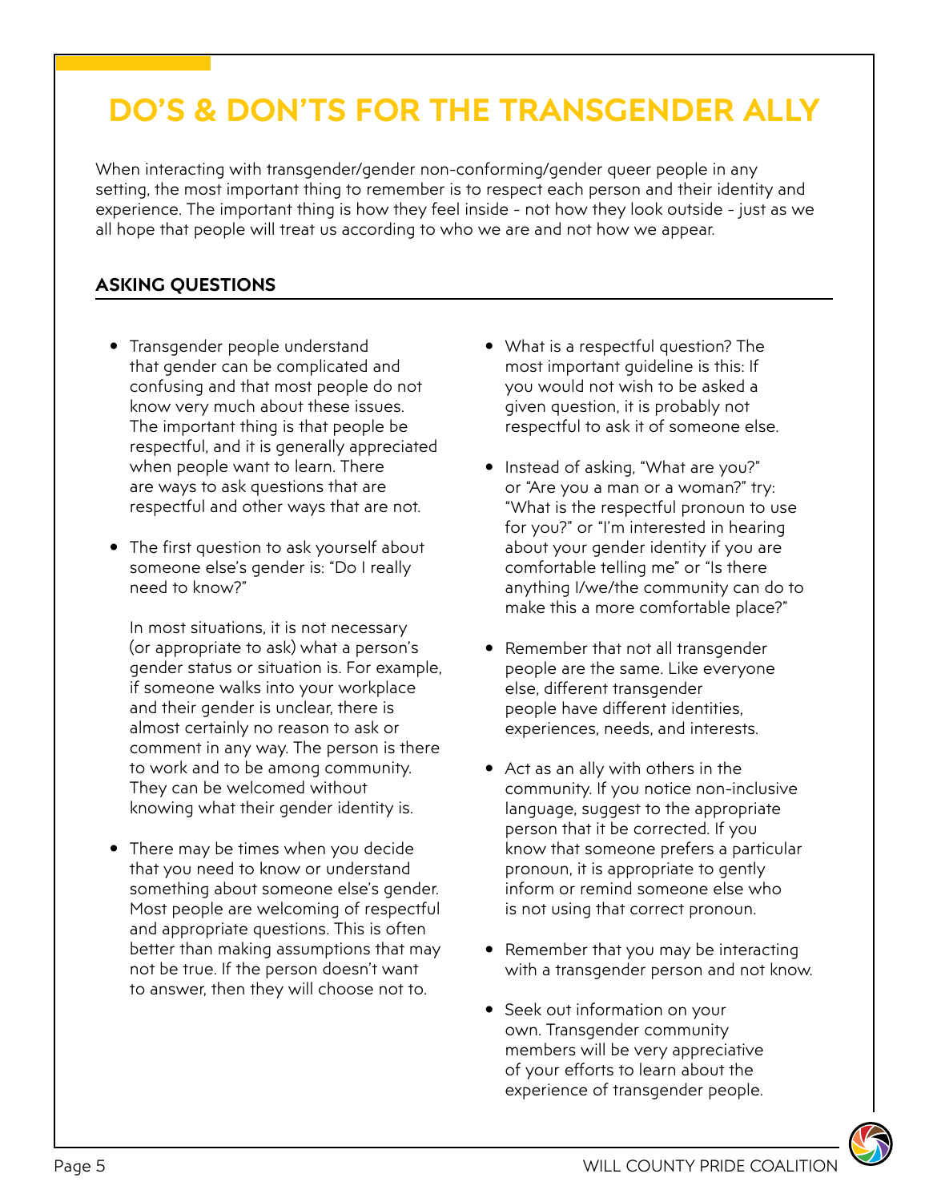# DO'S & DON'TS FOR THE TRANSGENDER ALLY

When interacting with transgender/gender non-conforming/gender queer people in any setting, the most important thing to remember is to respect each person and their identity and experience. The important thing is how they feel inside - not how they look outside - just as we all hope that people will treat us according to who we are and not how we appear.

## ASKING QUESTIONS

- Transgender people understand that gender can be complicated and confusing and that most people do not know very much about these issues. The important thing is that people be respectful, and it is generally appreciated when people want to learn. There are ways to ask questions that are respectful and other ways that are not.

- The first question to ask yourself about someone else's gender is: "Do I really need to know?"

  In most situations, it is not necessary (or appropriate to ask) what a person's gender status or situation is. For example, if someone walks into your workplace and their gender is unclear, there is almost certainly no reason to ask or comment in any way. The person is there to work and to be among community. They can be welcomed without knowing what their gender identity is.

- There may be times when you decide that you need to know or understand something about someone else's gender. Most people are welcoming of respectful and appropriate questions. This is often better than making assumptions that may not be true. If the person doesn't want to answer, then they will choose not to.

- What is a respectful question? The most important guideline is this: If you would not wish to be asked a given question, it is probably not respectful to ask it of someone else.

- Instead of asking, "What are you?" or "Are you a man or a woman?" try: "What is the respectful pronoun to use for you?" or "I'm interested in hearing about your gender identity if you are comfortable telling me" or "Is there anything I/we/the community can do to make this a more comfortable place?"

- Remember that not all transgender people are the same. Like everyone else, different transgender people have different identities, experiences, needs, and interests.

- Act as an ally with others in the community. If you notice non-inclusive language, suggest to the appropriate person that it be corrected. If you know that someone prefers a particular pronoun, it is appropriate to gently inform or remind someone else who is not using that correct pronoun.

- Remember that you may be interacting with a transgender person and not know.

- Seek out information on your own. Transgender community members will be very appreciative of your efforts to learn about the experience of transgender people.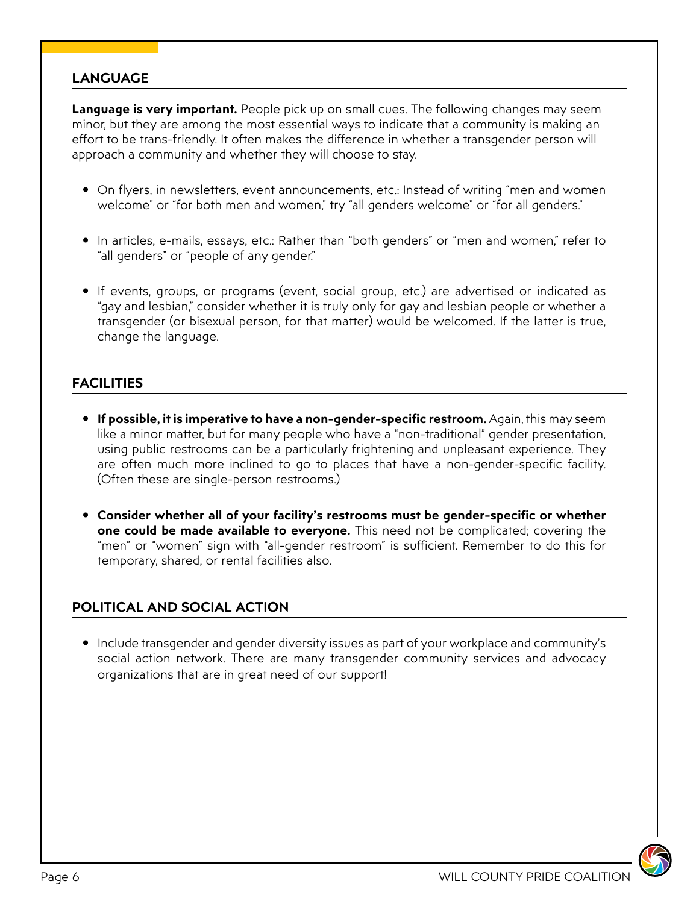## LANGUAGE

**Language is very important.** People pick up on small cues. The following changes may seem minor, but they are among the most essential ways to indicate that a community is making an effort to be trans-friendly. It often makes the difference in whether a transgender person will approach a community and whether they will choose to stay.

- On flyers, in newsletters, event announcements, etc.: Instead of writing "men and women welcome" or "for both men and women," try "all genders welcome" or "for all genders."
- In articles, e-mails, essays, etc.: Rather than "both genders" or "men and women," refer to "all genders" or "people of any gender."
- If events, groups, or programs (event, social group, etc.) are advertised or indicated as "gay and lesbian," consider whether it is truly only for gay and lesbian people or whether a transgender (or bisexual person, for that matter) would be welcomed. If the latter is true, change the language.

## FACILITIES

- **If possible, it is imperative to have a non-gender-specific restroom.** Again, this may seem like a minor matter, but for many people who have a "non-traditional" gender presentation, using public restrooms can be a particularly frightening and unpleasant experience. They are often much more inclined to go to places that have a non-gender-specific facility. (Often these are single-person restrooms.)
- **Consider whether all of your facility's restrooms must be gender-specific or whether one could be made available to everyone.** This need not be complicated; covering the "men" or "women" sign with "all-gender restroom" is sufficient. Remember to do this for temporary, shared, or rental facilities also.

## POLITICAL AND SOCIAL ACTION

- Include transgender and gender diversity issues as part of your workplace and community's social action network. There are many transgender community services and advocacy organizations that are in great need of our support!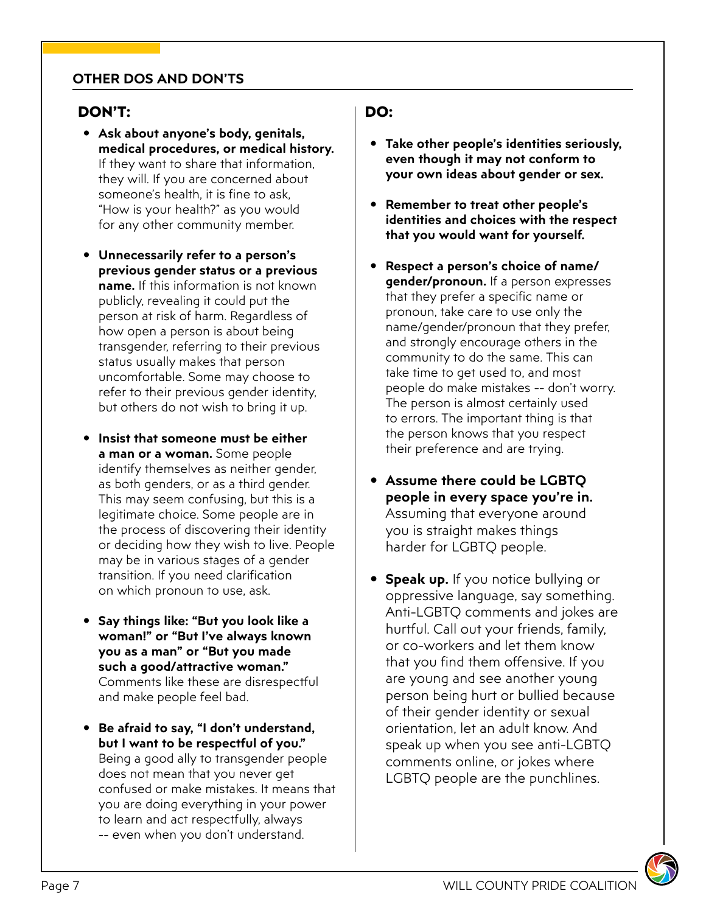## OTHER DOS AND DON'TS

### DON'T:

- **Ask about anyone's body, genitals, medical procedures, or medical history.** If they want to share that information, they will. If you are concerned about someone's health, it is fine to ask, "How is your health?" as you would for any other community member.

- **Unnecessarily refer to a person's previous gender status or a previous name.** If this information is not known publicly, revealing it could put the person at risk of harm. Regardless of how open a person is about being transgender, referring to their previous status usually makes that person uncomfortable. Some may choose to refer to their previous gender identity, but others do not wish to bring it up.

- **Insist that someone must be either a man or a woman.** Some people identify themselves as neither gender, as both genders, or as a third gender. This may seem confusing, but this is a legitimate choice. Some people are in the process of discovering their identity or deciding how they wish to live. People may be in various stages of a gender transition. If you need clarification on which pronoun to use, ask.

- **Say things like: "But you look like a woman!" or "But I've always known you as a man" or "But you made such a good/attractive woman."** Comments like these are disrespectful and make people feel bad.

- **Be afraid to say, "I don't understand, but I want to be respectful of you."** Being a good ally to transgender people does not mean that you never get confused or make mistakes. It means that you are doing everything in your power to learn and act respectfully, always -- even when you don't understand.

### DO:

- **Take other people's identities seriously, even though it may not conform to your own ideas about gender or sex.**

- **Remember to treat other people's identities and choices with the respect that you would want for yourself.**

- **Respect a person's choice of name/gender/pronoun.** If a person expresses that they prefer a specific name or pronoun, take care to use only the name/gender/pronoun that they prefer, and strongly encourage others in the community to do the same. This can take time to get used to, and most people do make mistakes -- don't worry. The person is almost certainly used to errors. The important thing is that the person knows that you respect their preference and are trying.

- **Assume there could be LGBTQ people in every space you're in.** Assuming that everyone around you is straight makes things harder for LGBTQ people.

- **Speak up.** If you notice bullying or oppressive language, say something. Anti-LGBTQ comments and jokes are hurtful. Call out your friends, family, or co-workers and let them know that you find them offensive. If you are young and see another young person being hurt or bullied because of their gender identity or sexual orientation, let an adult know. And speak up when you see anti-LGBTQ comments online, or jokes where LGBTQ people are the punchlines.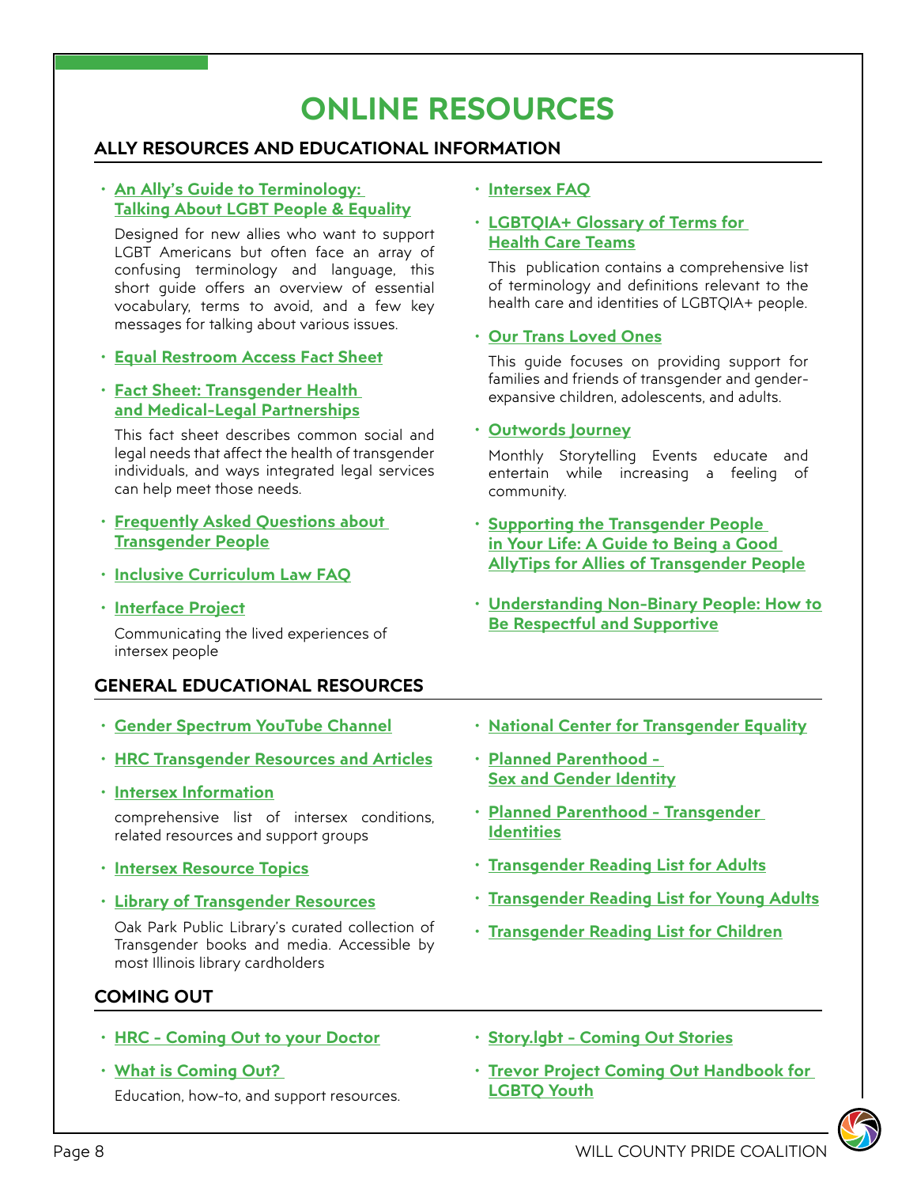# ONLINE RESOURCES

## ALLY RESOURCES AND EDUCATIONAL INFORMATION

- **An Ally's Guide to Terminology: Talking About LGBT People & Equality**

  Designed for new allies who want to support LGBT Americans but often face an array of confusing terminology and language, this short guide offers an overview of essential vocabulary, terms to avoid, and a few key messages for talking about various issues.

- **Equal Restroom Access Fact Sheet**

- **Fact Sheet: Transgender Health and Medical-Legal Partnerships**

  This fact sheet describes common social and legal needs that affect the health of transgender individuals, and ways integrated legal services can help meet those needs.

- **Frequently Asked Questions about Transgender People**

- **Inclusive Curriculum Law FAQ**

- **Interface Project**

  Communicating the lived experiences of intersex people

- **Intersex FAQ**

- **LGBTQIA+ Glossary of Terms for Health Care Teams**

  This publication contains a comprehensive list of terminology and definitions relevant to the health care and identities of LGBTQIA+ people.

- **Our Trans Loved Ones**

  This guide focuses on providing support for families and friends of transgender and gender-expansive children, adolescents, and adults.

- **Outwords Journey**

  Monthly Storytelling Events educate and entertain while increasing a feeling of community.

- **Supporting the Transgender People in Your Life: A Guide to Being a Good AllyTips for Allies of Transgender People**

- **Understanding Non-Binary People: How to Be Respectful and Supportive**

## GENERAL EDUCATIONAL RESOURCES

- **Gender Spectrum YouTube Channel**

- **HRC Transgender Resources and Articles**

- **Intersex Information**

  comprehensive list of intersex conditions, related resources and support groups

- **Intersex Resource Topics**

- **Library of Transgender Resources**

  Oak Park Public Library's curated collection of Transgender books and media. Accessible by most Illinois library cardholders

- **National Center for Transgender Equality**

- **Planned Parenthood - Sex and Gender Identity**

- **Planned Parenthood - Transgender Identities**

- **Transgender Reading List for Adults**

- **Transgender Reading List for Young Adults**

- **Transgender Reading List for Children**

## COMING OUT

- **HRC - Coming Out to your Doctor**

- **What is Coming Out?**

  Education, how-to, and support resources.

- **Story.lgbt - Coming Out Stories**

- **Trevor Project Coming Out Handbook for LGBTQ Youth**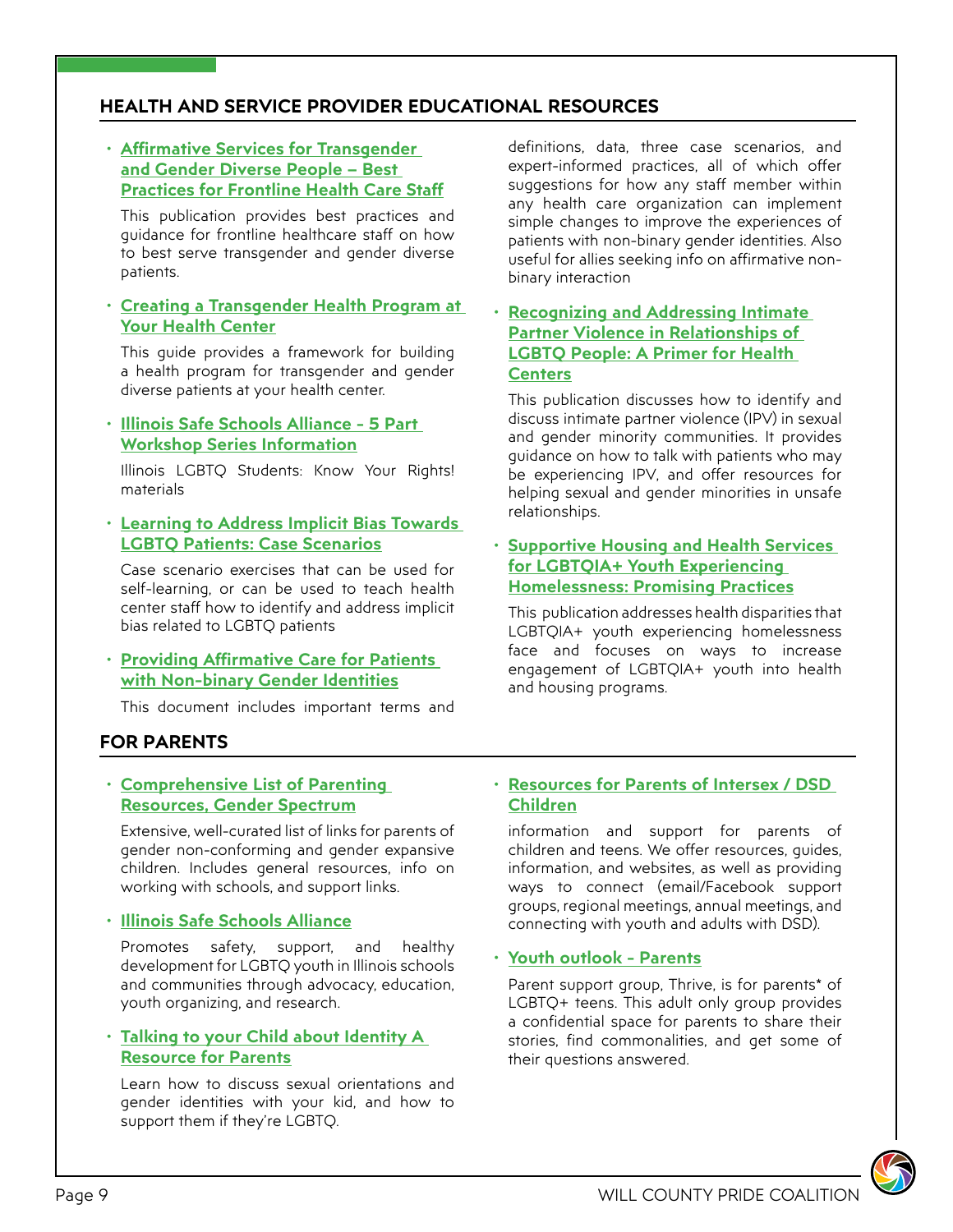## HEALTH AND SERVICE PROVIDER EDUCATIONAL RESOURCES

- **Affirmative Services for Transgender and Gender Diverse People – Best Practices for Frontline Health Care Staff**

  This publication provides best practices and guidance for frontline healthcare staff on how to best serve transgender and gender diverse patients.

- **Creating a Transgender Health Program at Your Health Center**

  This guide provides a framework for building a health program for transgender and gender diverse patients at your health center.

- **Illinois Safe Schools Alliance - 5 Part Workshop Series Information**

  Illinois LGBTQ Students: Know Your Rights! materials

- **Learning to Address Implicit Bias Towards LGBTQ Patients: Case Scenarios**

  Case scenario exercises that can be used for self-learning, or can be used to teach health center staff how to identify and address implicit bias related to LGBTQ patients

- **Providing Affirmative Care for Patients with Non-binary Gender Identities**

  This document includes important terms and definitions, data, three case scenarios, and expert-informed practices, all of which offer suggestions for how any staff member within any health care organization can implement simple changes to improve the experiences of patients with non-binary gender identities. Also useful for allies seeking info on affirmative non-binary interaction

- **Recognizing and Addressing Intimate Partner Violence in Relationships of LGBTQ People: A Primer for Health Centers**

  This publication discusses how to identify and discuss intimate partner violence (IPV) in sexual and gender minority communities. It provides guidance on how to talk with patients who may be experiencing IPV, and offer resources for helping sexual and gender minorities in unsafe relationships.

- **Supportive Housing and Health Services for LGBTQIA+ Youth Experiencing Homelessness: Promising Practices**

  This publication addresses health disparities that LGBTQIA+ youth experiencing homelessness face and focuses on ways to increase engagement of LGBTQIA+ youth into health and housing programs.

## FOR PARENTS

- **Comprehensive List of Parenting Resources, Gender Spectrum**

  Extensive, well-curated list of links for parents of gender non-conforming and gender expansive children. Includes general resources, info on working with schools, and support links.

- **Illinois Safe Schools Alliance**

  Promotes safety, support, and healthy development for LGBTQ youth in Illinois schools and communities through advocacy, education, youth organizing, and research.

- **Talking to your Child about Identity A Resource for Parents**

  Learn how to discuss sexual orientations and gender identities with your kid, and how to support them if they're LGBTQ.

- **Resources for Parents of Intersex / DSD Children**

  information and support for parents of children and teens. We offer resources, guides, information, and websites, as well as providing ways to connect (email/Facebook support groups, regional meetings, annual meetings, and connecting with youth and adults with DSD).

- **Youth outlook - Parents**

  Parent support group, Thrive, is for parents* of LGBTQ+ teens. This adult only group provides a confidential space for parents to share their stories, find commonalities, and get some of their questions answered.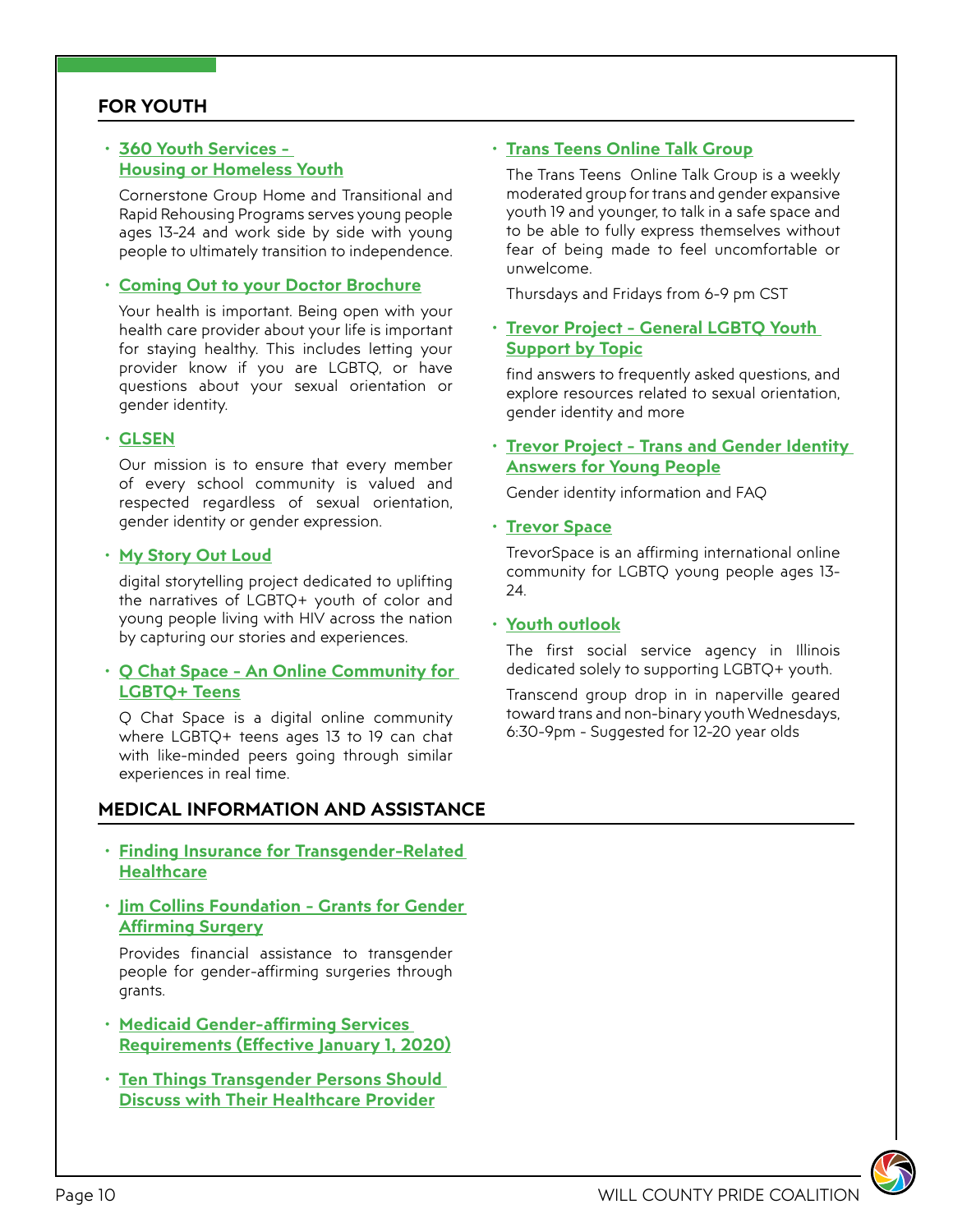## FOR YOUTH

- **360 Youth Services - Housing or Homeless Youth**

  Cornerstone Group Home and Transitional and Rapid Rehousing Programs serves young people ages 13-24 and work side by side with young people to ultimately transition to independence.

- **Coming Out to your Doctor Brochure**

  Your health is important. Being open with your health care provider about your life is important for staying healthy. This includes letting your provider know if you are LGBTQ, or have questions about your sexual orientation or gender identity.

- **GLSEN**

  Our mission is to ensure that every member of every school community is valued and respected regardless of sexual orientation, gender identity or gender expression.

- **My Story Out Loud**

  digital storytelling project dedicated to uplifting the narratives of LGBTQ+ youth of color and young people living with HIV across the nation by capturing our stories and experiences.

- **Q Chat Space - An Online Community for LGBTQ+ Teens**

  Q Chat Space is a digital online community where LGBTQ+ teens ages 13 to 19 can chat with like-minded peers going through similar experiences in real time.

- **Trans Teens Online Talk Group**

  The Trans Teens Online Talk Group is a weekly moderated group for trans and gender expansive youth 19 and younger, to talk in a safe space and to be able to fully express themselves without fear of being made to feel uncomfortable or unwelcome.

  Thursdays and Fridays from 6-9 pm CST

- **Trevor Project - General LGBTQ Youth Support by Topic**

  find answers to frequently asked questions, and explore resources related to sexual orientation, gender identity and more

- **Trevor Project - Trans and Gender Identity Answers for Young People**

  Gender identity information and FAQ

- **Trevor Space**

  TrevorSpace is an affirming international online community for LGBTQ young people ages 13-24.

- **Youth outlook**

  The first social service agency in Illinois dedicated solely to supporting LGBTQ+ youth.

  Transcend group drop in in naperville geared toward trans and non-binary youth Wednesdays, 6:30-9pm - Suggested for 12-20 year olds

## MEDICAL INFORMATION AND ASSISTANCE

- **Finding Insurance for Transgender-Related Healthcare**

- **Jim Collins Foundation - Grants for Gender Affirming Surgery**

  Provides financial assistance to transgender people for gender-affirming surgeries through grants.

- **Medicaid Gender-affirming Services Requirements (Effective January 1, 2020)**

- **Ten Things Transgender Persons Should Discuss with Their Healthcare Provider**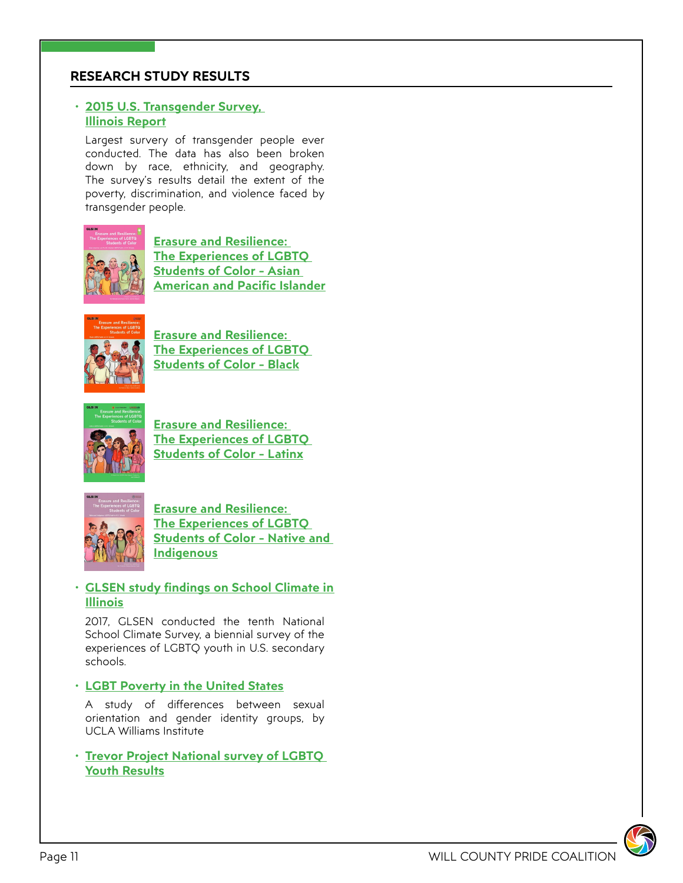## RESEARCH STUDY RESULTS

- **2015 U.S. Transgender Survey, Illinois Report**

  Largest survery of transgender people ever conducted. The data has also been broken down by race, ethnicity, and geography. The survey's results detail the extent of the poverty, discrimination, and violence faced by transgender people.

**Erasure and Resilience: The Experiences of LGBTQ Students of Color - Asian American and Pacific Islander**

**Erasure and Resilience: The Experiences of LGBTQ Students of Color - Black**

**Erasure and Resilience: The Experiences of LGBTQ Students of Color - Latinx**

**Erasure and Resilience: The Experiences of LGBTQ Students of Color - Native and Indigenous**

- **GLSEN study findings on School Climate in Illinois**

  2017, GLSEN conducted the tenth National School Climate Survey, a biennial survey of the experiences of LGBTQ youth in U.S. secondary schools.

- **LGBT Poverty in the United States**

  A study of differences between sexual orientation and gender identity groups, by UCLA Williams Institute

- **Trevor Project National survey of LGBTQ Youth Results**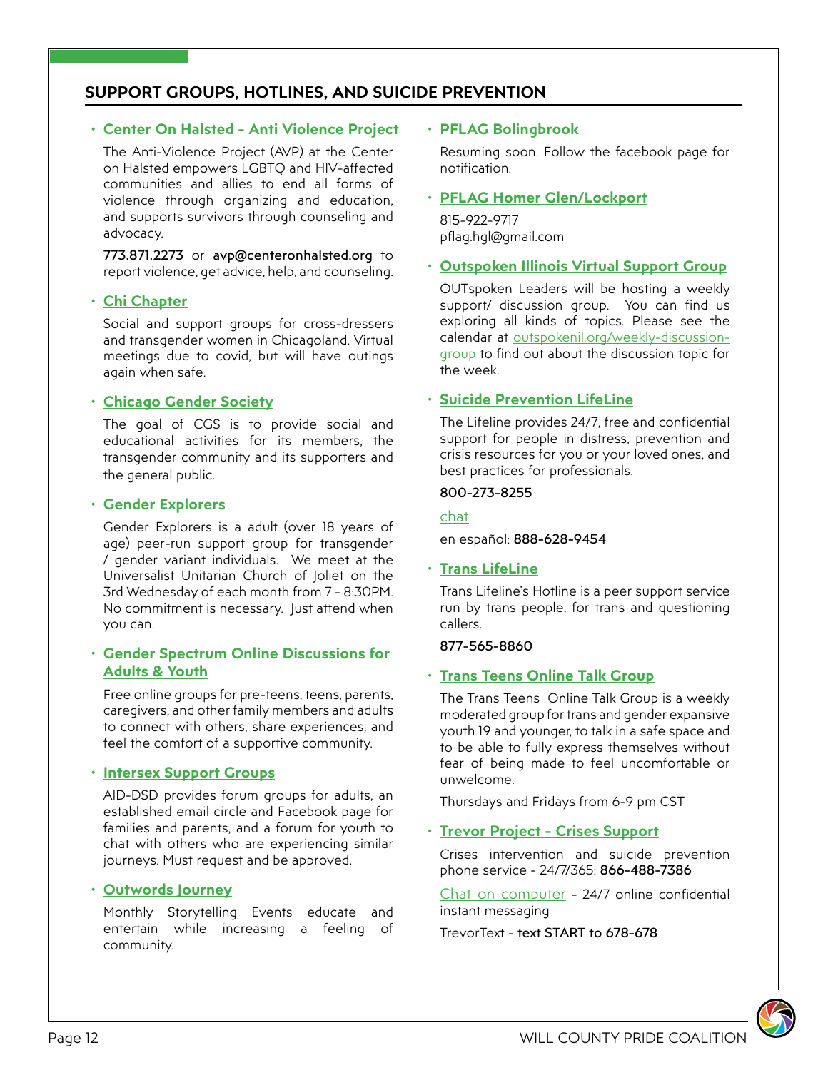## SUPPORT GROUPS, HOTLINES, AND SUICIDE PREVENTION

- **Center On Halsted - Anti Violence Project**

  The Anti-Violence Project (AVP) at the Center on Halsted empowers LGBTQ and HIV-affected communities and allies to end all forms of violence through organizing and education, and supports survivors through counseling and advocacy.

  **773.871.2273** or **avp@centeronhalsted.org** to report violence, get advice, help, and counseling.

- **Chi Chapter**

  Social and support groups for cross-dressers and transgender women in Chicagoland. Virtual meetings due to covid, but will have outings again when safe.

- **Chicago Gender Society**

  The goal of CGS is to provide social and educational activities for its members, the transgender community and its supporters and the general public.

- **Gender Explorers**

  Gender Explorers is a adult (over 18 years of age) peer-run support group for transgender / gender variant individuals. We meet at the Universalist Unitarian Church of Joliet on the 3rd Wednesday of each month from 7 - 8:30PM. No commitment is necessary. Just attend when you can.

- **Gender Spectrum Online Discussions for Adults & Youth**

  Free online groups for pre-teens, teens, parents, caregivers, and other family members and adults to connect with others, share experiences, and feel the comfort of a supportive community.

- **Intersex Support Groups**

  AID-DSD provides forum groups for adults, an established email circle and Facebook page for families and parents, and a forum for youth to chat with others who are experiencing similar journeys. Must request and be approved.

- **Outwords Journey**

  Monthly Storytelling Events educate and entertain while increasing a feeling of community.

- **PFLAG Bolingbrook**

  Resuming soon. Follow the facebook page for notification.

- **PFLAG Homer Glen/Lockport**

  815-922-9717
  pflag.hgl@gmail.com

- **Outspoken Illinois Virtual Support Group**

  OUTspoken Leaders will be hosting a weekly support/ discussion group. You can find us exploring all kinds of topics. Please see the calendar at outspokenil.org/weekly-discussion-group to find out about the discussion topic for the week.

- **Suicide Prevention LifeLine**

  The Lifeline provides 24/7, free and confidential support for people in distress, prevention and crisis resources for you or your loved ones, and best practices for professionals.

  **800-273-8255**

  chat

  en español: **888-628-9454**

- **Trans LifeLine**

  Trans Lifeline's Hotline is a peer support service run by trans people, for trans and questioning callers.

  **877-565-8860**

- **Trans Teens Online Talk Group**

  The Trans Teens Online Talk Group is a weekly moderated group for trans and gender expansive youth 19 and younger, to talk in a safe space and to be able to fully express themselves without fear of being made to feel uncomfortable or unwelcome.

  Thursdays and Fridays from 6-9 pm CST

- **Trevor Project - Crises Support**

  Crises intervention and suicide prevention phone service - 24/7/365: **866-488-7386**

  Chat on computer - 24/7 online confidential instant messaging

  TrevorText - **text START to 678-678**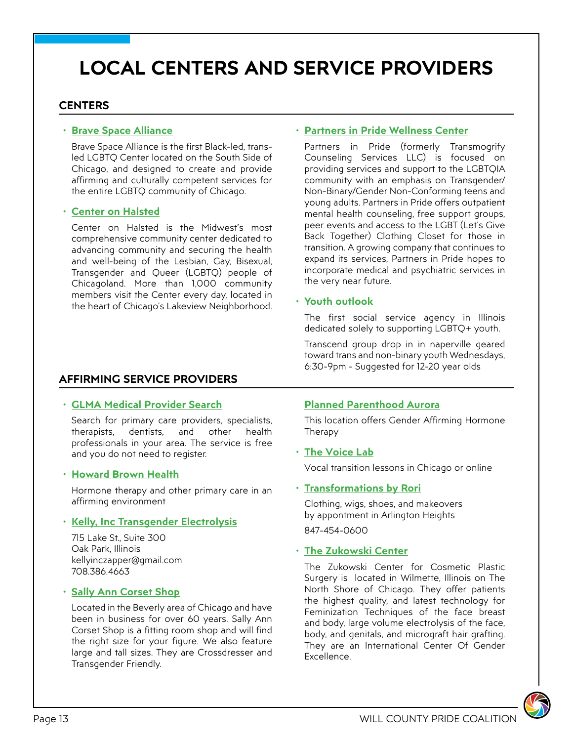# LOCAL CENTERS AND SERVICE PROVIDERS

## CENTERS

- **Brave Space Alliance**

  Brave Space Alliance is the first Black-led, trans-led LGBTQ Center located on the South Side of Chicago, and designed to create and provide affirming and culturally competent services for the entire LGBTQ community of Chicago.

- **Center on Halsted**

  Center on Halsted is the Midwest's most comprehensive community center dedicated to advancing community and securing the health and well-being of the Lesbian, Gay, Bisexual, Transgender and Queer (LGBTQ) people of Chicagoland. More than 1,000 community members visit the Center every day, located in the heart of Chicago's Lakeview Neighborhood.

- **Partners in Pride Wellness Center**

  Partners in Pride (formerly Transmogrify Counseling Services LLC) is focused on providing services and support to the LGBTQIA community with an emphasis on Transgender/Non-Binary/Gender Non-Conforming teens and young adults. Partners in Pride offers outpatient mental health counseling, free support groups, peer events and access to the LGBT (Let's Give Back Together) Clothing Closet for those in transition. A growing company that continues to expand its services, Partners in Pride hopes to incorporate medical and psychiatric services in the very near future.

- **Youth outlook**

  The first social service agency in Illinois dedicated solely to supporting LGBTQ+ youth.

  Transcend group drop in in naperville geared toward trans and non-binary youth Wednesdays, 6:30-9pm - Suggested for 12-20 year olds

## AFFIRMING SERVICE PROVIDERS

- **GLMA Medical Provider Search**

  Search for primary care providers, specialists, therapists, dentists, and other health professionals in your area. The service is free and you do not need to register.

- **Howard Brown Health**

  Hormone therapy and other primary care in an affirming environment

- **Kelly, Inc Transgender Electrolysis**

  715 Lake St., Suite 300
  Oak Park, Illinois
  kellyinczapper@gmail.com
  708.386.4663

- **Sally Ann Corset Shop**

  Located in the Beverly area of Chicago and have been in business for over 60 years. Sally Ann Corset Shop is a fitting room shop and will find the right size for your figure. We also feature large and tall sizes. They are Crossdresser and Transgender Friendly.

**Planned Parenthood Aurora**

This location offers Gender Affirming Hormone Therapy

- **The Voice Lab**

  Vocal transition lessons in Chicago or online

- **Transformations by Rori**

  Clothing, wigs, shoes, and makeovers by appointment in Arlington Heights

  847-454-0600

- **The Zukowski Center**

  The Zukowski Center for Cosmetic Plastic Surgery is located in Wilmette, Illinois on The North Shore of Chicago. They offer patients the highest quality, and latest technology for Feminization Techniques of the face breast and body, large volume electrolysis of the face, body, and genitals, and micrograft hair grafting. They are an International Center Of Gender Excellence.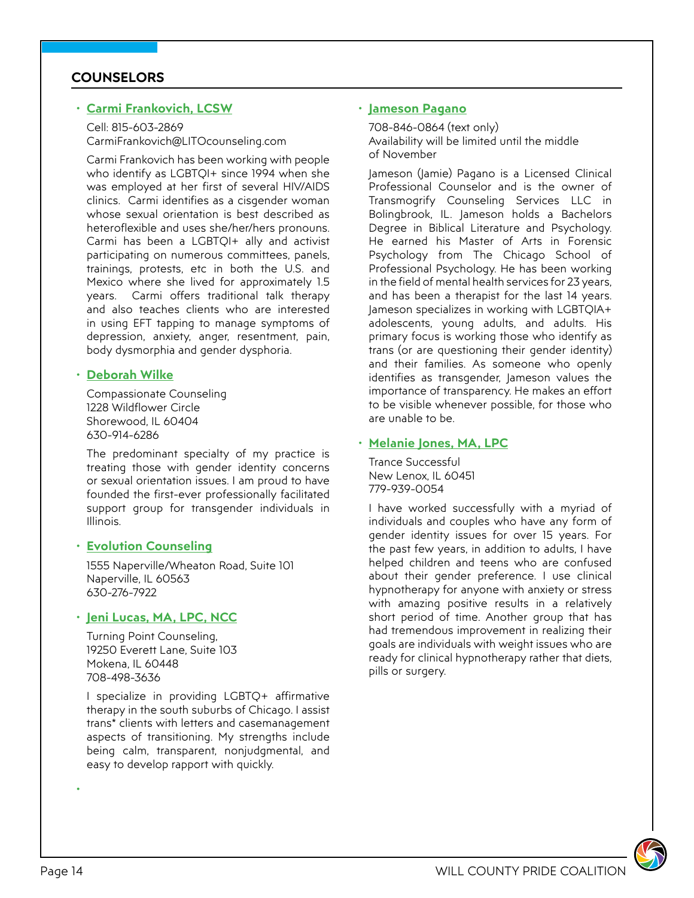## COUNSELORS

- **Carmi Frankovich, LCSW**

  Cell: 815-603-2869
  CarmiFrankovich@LITOcounseling.com

  Carmi Frankovich has been working with people who identify as LGBTQI+ since 1994 when she was employed at her first of several HIV/AIDS clinics. Carmi identifies as a cisgender woman whose sexual orientation is best described as heteroflexible and uses she/her/hers pronouns. Carmi has been a LGBTQI+ ally and activist participating on numerous committees, panels, trainings, protests, etc in both the U.S. and Mexico where she lived for approximately 1.5 years. Carmi offers traditional talk therapy and also teaches clients who are interested in using EFT tapping to manage symptoms of depression, anxiety, anger, resentment, pain, body dysmorphia and gender dysphoria.

- **Deborah Wilke**

  Compassionate Counseling
  1228 Wildflower Circle
  Shorewood, IL 60404
  630-914-6286

  The predominant specialty of my practice is treating those with gender identity concerns or sexual orientation issues. I am proud to have founded the first-ever professionally facilitated support group for transgender individuals in Illinois.

- **Evolution Counseling**

  1555 Naperville/Wheaton Road, Suite 101
  Naperville, IL 60563
  630-276-7922

- **Jeni Lucas, MA, LPC, NCC**

  Turning Point Counseling,
  19250 Everett Lane, Suite 103
  Mokena, IL 60448
  708-498-3636

  I specialize in providing LGBTQ+ affirmative therapy in the south suburbs of Chicago. I assist trans* clients with letters and casemanagement aspects of transitioning. My strengths include being calm, transparent, nonjudgmental, and easy to develop rapport with quickly.

- **Jameson Pagano**

  708-846-0864 (text only)
  Availability will be limited until the middle of November

  Jameson (Jamie) Pagano is a Licensed Clinical Professional Counselor and is the owner of Transmogrify Counseling Services LLC in Bolingbrook, IL. Jameson holds a Bachelors Degree in Biblical Literature and Psychology. He earned his Master of Arts in Forensic Psychology from The Chicago School of Professional Psychology. He has been working in the field of mental health services for 23 years, and has been a therapist for the last 14 years. Jameson specializes in working with LGBTQIA+ adolescents, young adults, and adults. His primary focus is working those who identify as trans (or are questioning their gender identity) and their families. As someone who openly identifies as transgender, Jameson values the importance of transparency. He makes an effort to be visible whenever possible, for those who are unable to be.

- **Melanie Jones, MA, LPC**

  Trance Successful
  New Lenox, IL 60451
  779-939-0054

  I have worked successfully with a myriad of individuals and couples who have any form of gender identity issues for over 15 years. For the past few years, in addition to adults, I have helped children and teens who are confused about their gender preference. I use clinical hypnotherapy for anyone with anxiety or stress with amazing positive results in a relatively short period of time. Another group that has had tremendous improvement in realizing their goals are individuals with weight issues who are ready for clinical hypnotherapy rather that diets, pills or surgery.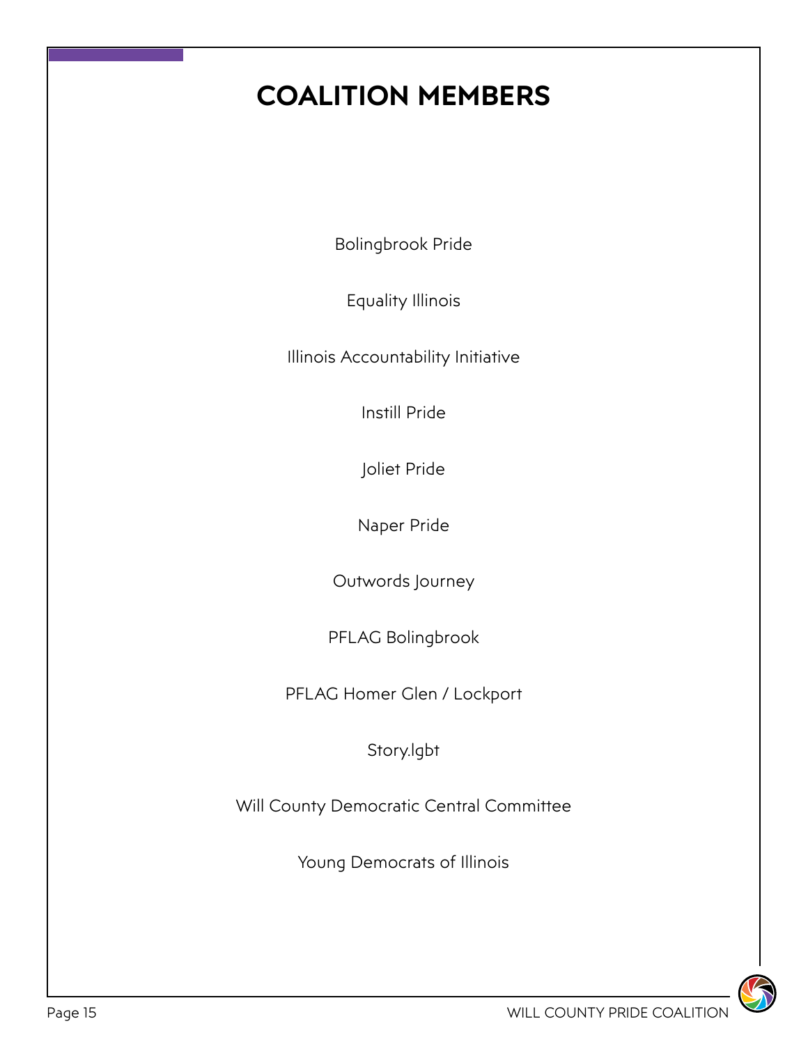# COALITION MEMBERS

Bolingbrook Pride

Equality Illinois

Illinois Accountability Initiative

Instill Pride

Joliet Pride

Naper Pride

Outwords Journey

PFLAG Bolingbrook

PFLAG Homer Glen / Lockport

Story.lgbt

Will County Democratic Central Committee

Young Democrats of Illinois